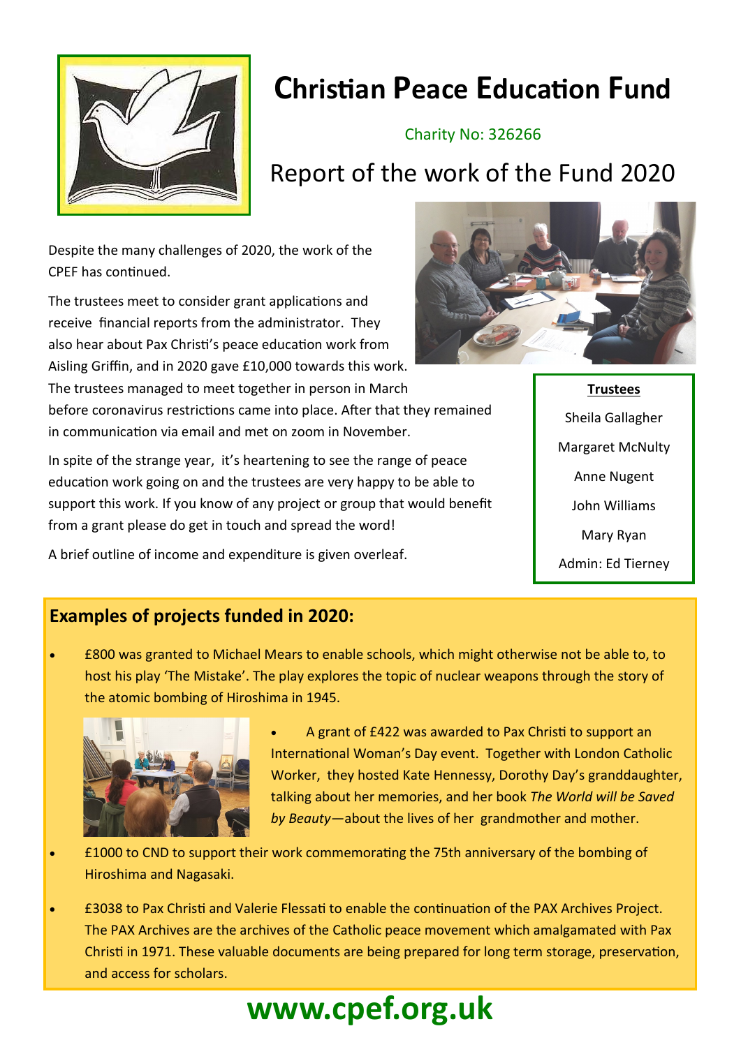# Christian Peace Education Fund

Charity No: 326266

## Report of the work of the Fund 2020

Despite the many challenges of 2020, the work of the CPEF has continued.

The trustees meet to consider grant applications and receive financial reports from the administrator. They also hear about Pax Christi's peace education work from Aisling Griffin, and in 2020 gave £10,000 towards this work. The trustees managed to meet together in person in March before coronavirus restrictions came into place. After that they remained in communication via email and met on zoom in November.

In spite of the strange year, it's heartening to see the range of peace education work going on and the trustees are very happy to be able to support this work. If you know of any project or group that would benefit from a grant please do get in touch and spread the word!

A brief outline of income and expenditure is given overleaf.

**Trustees**

Sheila Gallagher

Margaret McNulty

Anne Nugent

John Williams

Mary Ryan

Admin: Ed Tierney

### Examples of projects funded in 2020:

- £800 was granted to Michael Mears to enable schools, which might otherwise not be able to, to host his play 'The Mistake'. The play explores the topic of nuclear weapons through the story of the atomic bombing of Hiroshima in 1945.
- A grant of £422 was awarded to Pax Christi to support an International Woman's Day event. Together with London Catholic Worker, they hosted Kate Hennessy, Dorothy Day's granddaughter, talking about her memories, and her book *The World will be Saved by Beauty*—about the lives of her grandmother and mother.
- £1000 to CND to support their work commemorating the 75th anniversary of the bombing of Hiroshima and Nagasaki.
- £3038 to Pax Christi and Valerie Flessati to enable the continuation of the PAX Archives Project. The PAX Archives are the archives of the Catholic peace movement which amalgamated with Pax Christi in 1971. These valuable documents are being prepared for long term storage, preservation, and access for scholars.

**www.cpef.org.uk**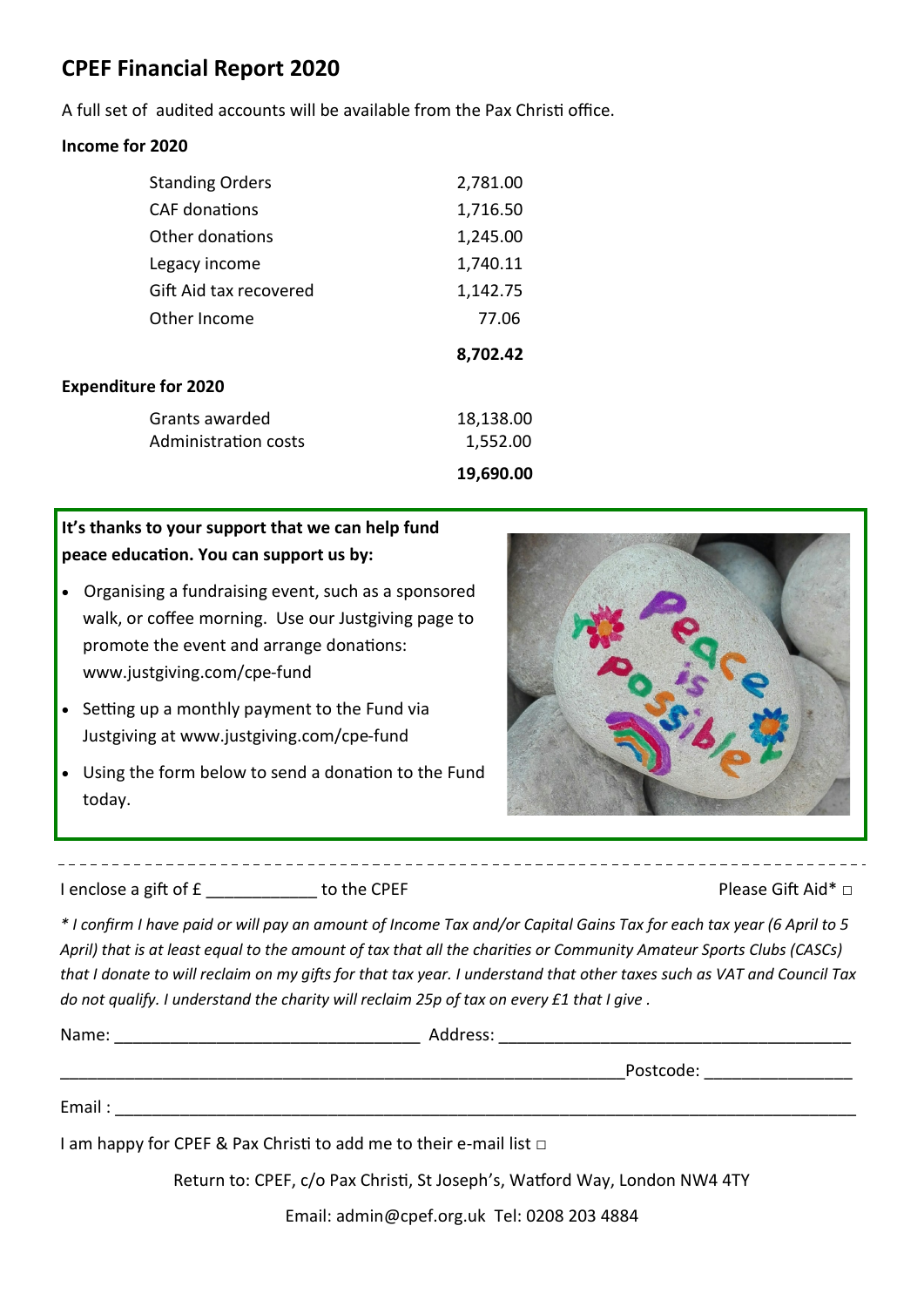# CPEF Financial Report 2020

A full set of audited accounts will be available from the Pax Christi office.

**Income for 2020**

| | |
|---|---|
| Standing Orders | 2,781.00 |
| CAF donations | 1,716.50 |
| Other donations | 1,245.00 |
| Legacy income | 1,740.11 |
| Gift Aid tax recovered | 1,142.75 |
| Other Income | 77.06 |
| | **8,702.42** |

**Expenditure for 2020**

| | |
|---|---|
| Grants awarded | 18,138.00 |
| Administration costs | 1,552.00 |
| | **19,690.00** |

**It's thanks to your support that we can help fund peace education. You can support us by:**

- Organising a fundraising event, such as a sponsored walk, or coffee morning. Use our Justgiving page to promote the event and arrange donations: www.justgiving.com/cpe-fund
- Setting up a monthly payment to the Fund via Justgiving at www.justgiving.com/cpe-fund
- Using the form below to send a donation to the Fund today.

---

I enclose a gift of £ ____________ to the CPEF　　　　Please Gift Aid* □

*\* I confirm I have paid or will pay an amount of Income Tax and/or Capital Gains Tax for each tax year (6 April to 5 April) that is at least equal to the amount of tax that all the charities or Community Amateur Sports Clubs (CASCs) that I donate to will reclaim on my gifts for that tax year. I understand that other taxes such as VAT and Council Tax do not qualify. I understand the charity will reclaim 25p of tax on every £1 that I give .*

Name: _________________________________ Address: ______________________________________

_______________________________________________________________Postcode: ________________

Email : ________________________________________________________________________________

I am happy for CPEF & Pax Christi to add me to their e-mail list □

Return to: CPEF, c/o Pax Christi, St Joseph's, Watford Way, London NW4 4TY

Email: admin@cpef.org.uk Tel: 0208 203 4884